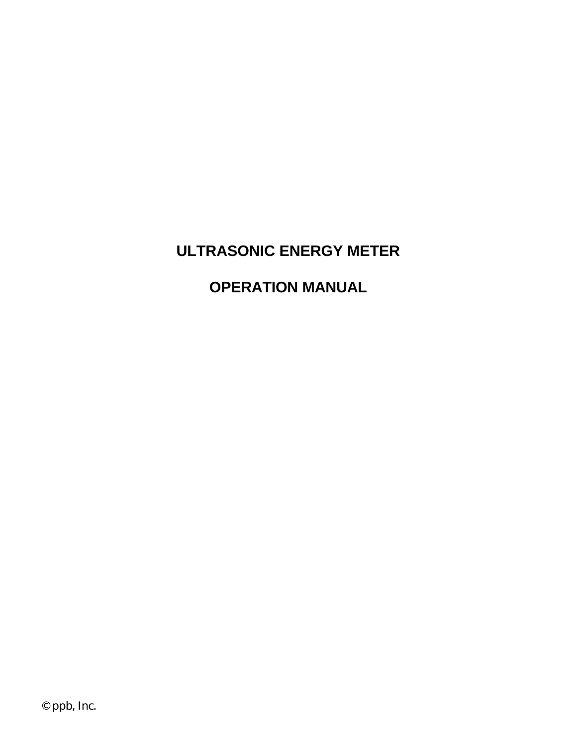# ULTRASONIC ENERGY METER

# OPERATION MANUAL

© ppb, Inc.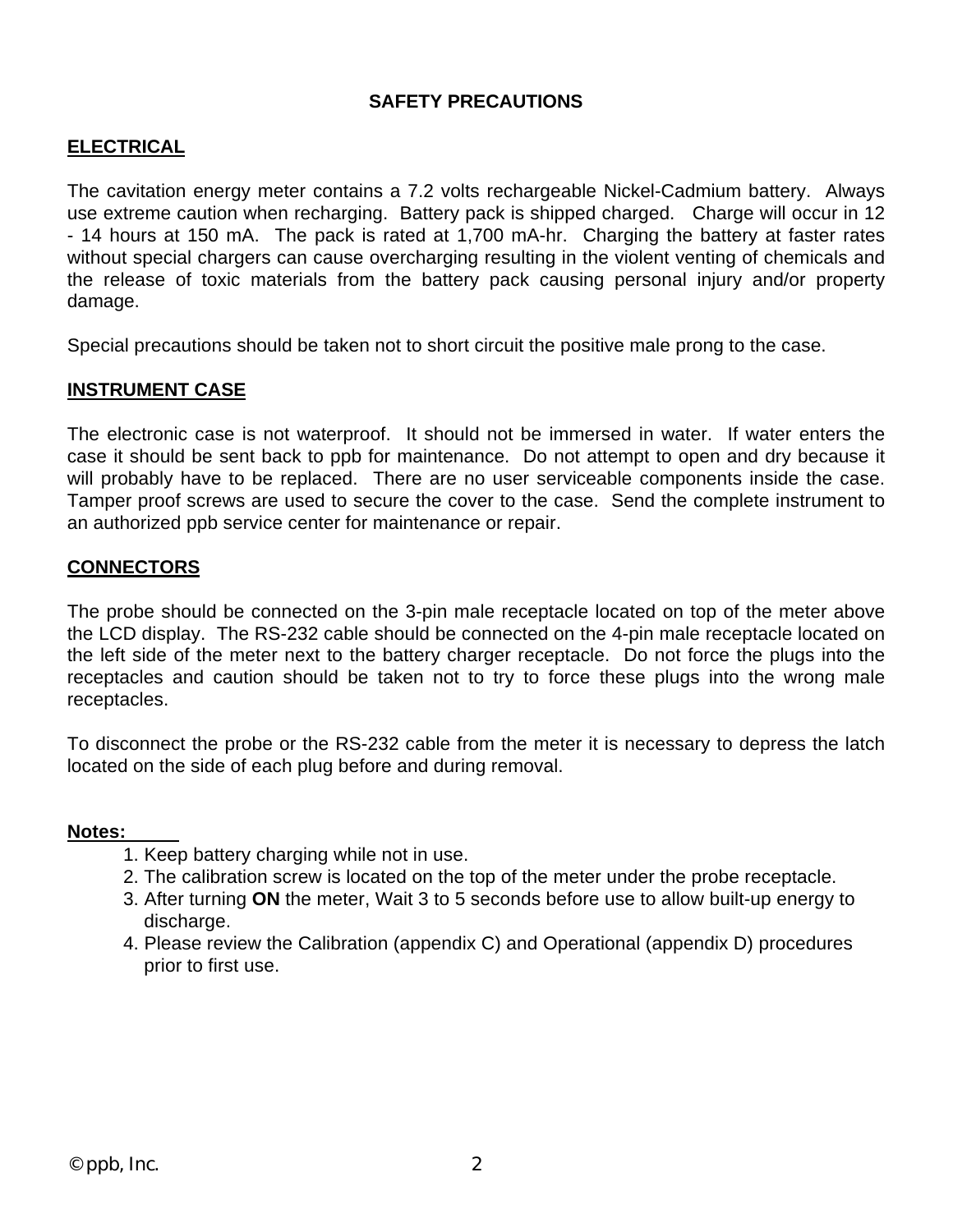# SAFETY PRECAUTIONS

## ELECTRICAL

The cavitation energy meter contains a 7.2 volts rechargeable Nickel-Cadmium battery. Always use extreme caution when recharging. Battery pack is shipped charged. Charge will occur in 12 - 14 hours at 150 mA. The pack is rated at 1,700 mA-hr. Charging the battery at faster rates without special chargers can cause overcharging resulting in the violent venting of chemicals and the release of toxic materials from the battery pack causing personal injury and/or property damage.

Special precautions should be taken not to short circuit the positive male prong to the case.

## INSTRUMENT CASE

The electronic case is not waterproof. It should not be immersed in water. If water enters the case it should be sent back to ppb for maintenance. Do not attempt to open and dry because it will probably have to be replaced. There are no user serviceable components inside the case. Tamper proof screws are used to secure the cover to the case. Send the complete instrument to an authorized ppb service center for maintenance or repair.

## CONNECTORS

The probe should be connected on the 3-pin male receptacle located on top of the meter above the LCD display. The RS-232 cable should be connected on the 4-pin male receptacle located on the left side of the meter next to the battery charger receptacle. Do not force the plugs into the receptacles and caution should be taken not to try to force these plugs into the wrong male receptacles.

To disconnect the probe or the RS-232 cable from the meter it is necessary to depress the latch located on the side of each plug before and during removal.

**Notes:**

1. Keep battery charging while not in use.
2. The calibration screw is located on the top of the meter under the probe receptacle.
3. After turning **ON** the meter, Wait 3 to 5 seconds before use to allow built-up energy to discharge.
4. Please review the Calibration (appendix C) and Operational (appendix D) procedures prior to first use.

©ppb, Inc.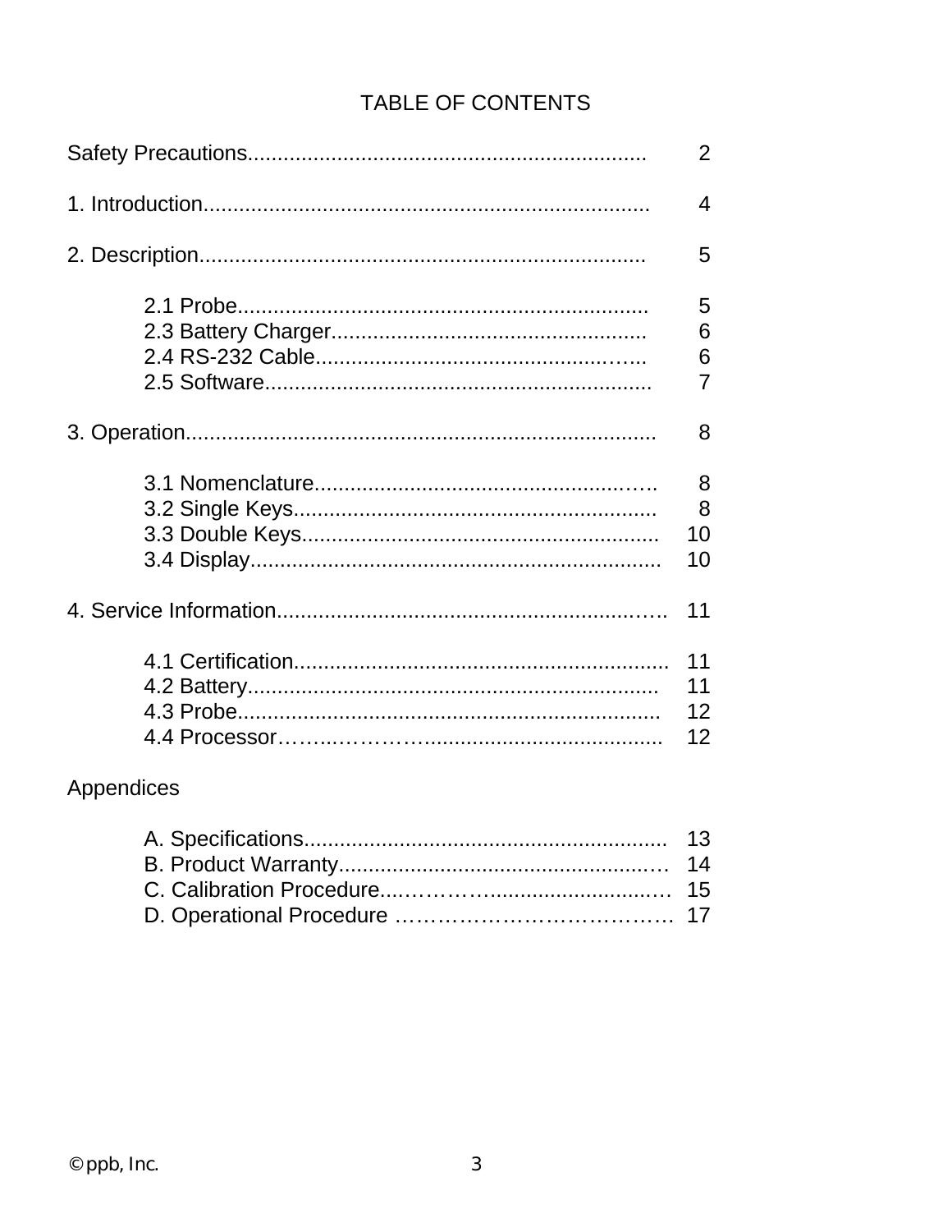# TABLE OF CONTENTS

Safety Precautions.................................................................. 2

1. Introduction.......................................................................... 4

2. Description.......................................................................... 5

- 2.1 Probe.................................................................... 5
- 2.3 Battery Charger.................................................... 6
- 2.4 RS-232 Cable...................................................... 6
- 2.5 Software............................................................... 7

3. Operation.............................................................................. 8

- 3.1 Nomenclature........................................................ 8
- 3.2 Single Keys........................................................... 8
- 3.3 Double Keys.......................................................... 10
- 3.4 Display.................................................................. 10

4. Service Information............................................................... 11

- 4.1 Certification............................................................ 11
- 4.2 Battery.................................................................. 11
- 4.3 Probe.................................................................... 12
- 4.4 Processor.............................................................. 12

Appendices

- A. Specifications.......................................................... 13
- B. Product Warranty..................................................... 14
- C. Calibration Procedure............................................... 15
- D. Operational Procedure ............................................ 17

©ppb, Inc.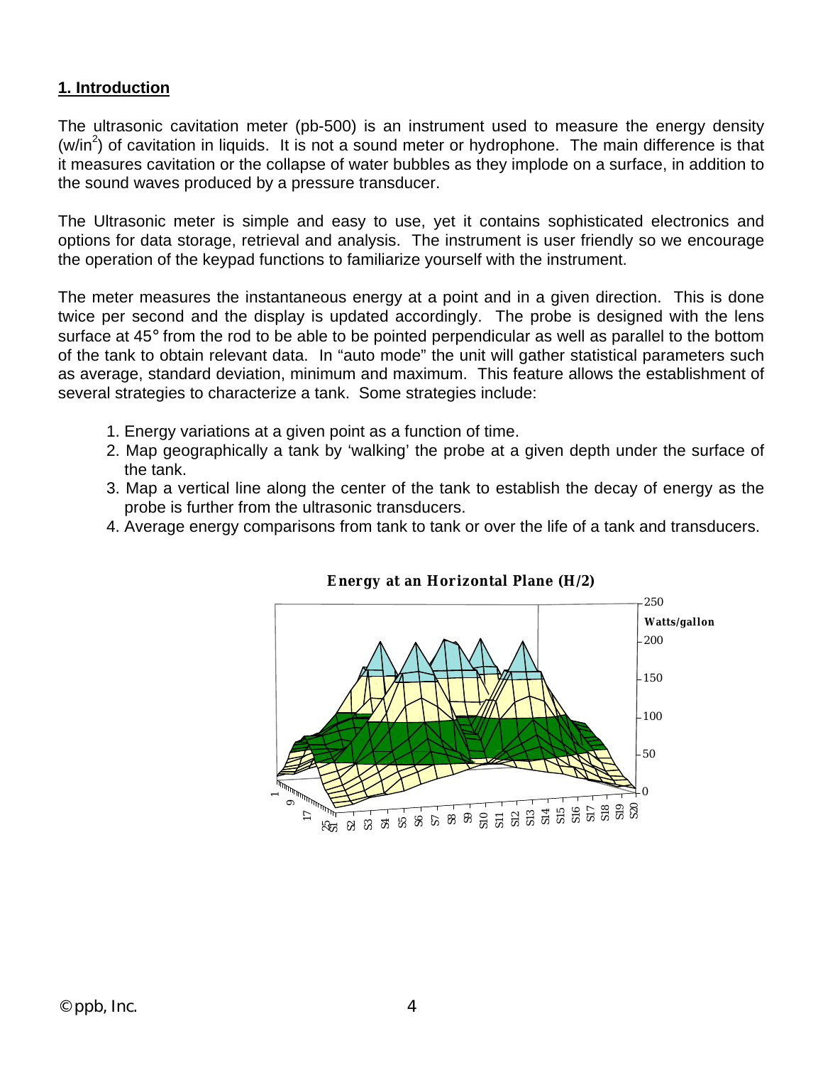## 1. Introduction

The ultrasonic cavitation meter (pb-500) is an instrument used to measure the energy density (w/in$^2$) of cavitation in liquids. It is not a sound meter or hydrophone. The main difference is that it measures cavitation or the collapse of water bubbles as they implode on a surface, in addition to the sound waves produced by a pressure transducer.

The Ultrasonic meter is simple and easy to use, yet it contains sophisticated electronics and options for data storage, retrieval and analysis. The instrument is user friendly so we encourage the operation of the keypad functions to familiarize yourself with the instrument.

The meter measures the instantaneous energy at a point and in a given direction. This is done twice per second and the display is updated accordingly. The probe is designed with the lens surface at 45° from the rod to be able to be pointed perpendicular as well as parallel to the bottom of the tank to obtain relevant data. In "auto mode" the unit will gather statistical parameters such as average, standard deviation, minimum and maximum. This feature allows the establishment of several strategies to characterize a tank. Some strategies include:

1. Energy variations at a given point as a function of time.
2. Map geographically a tank by 'walking' the probe at a given depth under the surface of the tank.
3. Map a vertical line along the center of the tank to establish the decay of energy as the probe is further from the ultrasonic transducers.
4. Average energy comparisons from tank to tank or over the life of a tank and transducers.

**Energy at an Horizontal Plane (H/2)**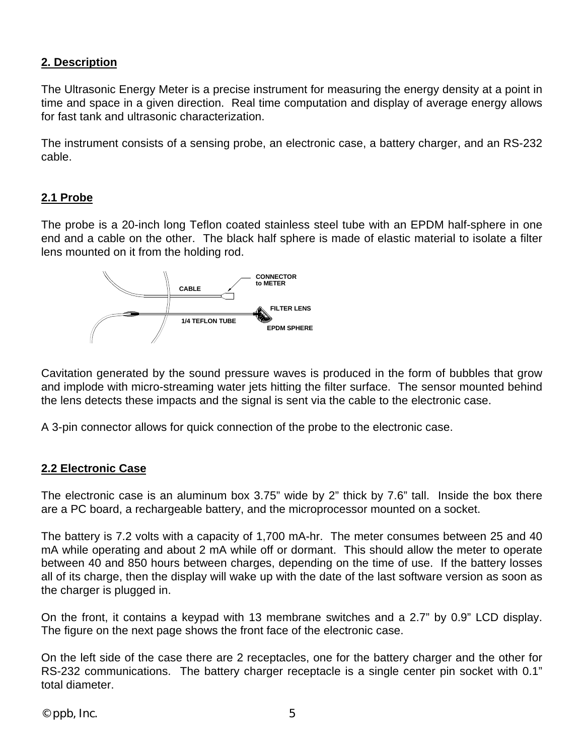## 2. Description

The Ultrasonic Energy Meter is a precise instrument for measuring the energy density at a point in time and space in a given direction. Real time computation and display of average energy allows for fast tank and ultrasonic characterization.

The instrument consists of a sensing probe, an electronic case, a battery charger, and an RS-232 cable.

### 2.1 Probe

The probe is a 20-inch long Teflon coated stainless steel tube with an EPDM half-sphere in one end and a cable on the other. The black half sphere is made of elastic material to isolate a filter lens mounted on it from the holding rod.

CABLE

CONNECTOR to METER

FILTER LENS

1/4 TEFLON TUBE

EPDM SPHERE

Cavitation generated by the sound pressure waves is produced in the form of bubbles that grow and implode with micro-streaming water jets hitting the filter surface. The sensor mounted behind the lens detects these impacts and the signal is sent via the cable to the electronic case.

A 3-pin connector allows for quick connection of the probe to the electronic case.

### 2.2 Electronic Case

The electronic case is an aluminum box 3.75" wide by 2" thick by 7.6" tall. Inside the box there are a PC board, a rechargeable battery, and the microprocessor mounted on a socket.

The battery is 7.2 volts with a capacity of 1,700 mA-hr. The meter consumes between 25 and 40 mA while operating and about 2 mA while off or dormant. This should allow the meter to operate between 40 and 850 hours between charges, depending on the time of use. If the battery losses all of its charge, then the display will wake up with the date of the last software version as soon as the charger is plugged in.

On the front, it contains a keypad with 13 membrane switches and a 2.7" by 0.9" LCD display. The figure on the next page shows the front face of the electronic case.

On the left side of the case there are 2 receptacles, one for the battery charger and the other for RS-232 communications. The battery charger receptacle is a single center pin socket with 0.1" total diameter.

©ppb, Inc.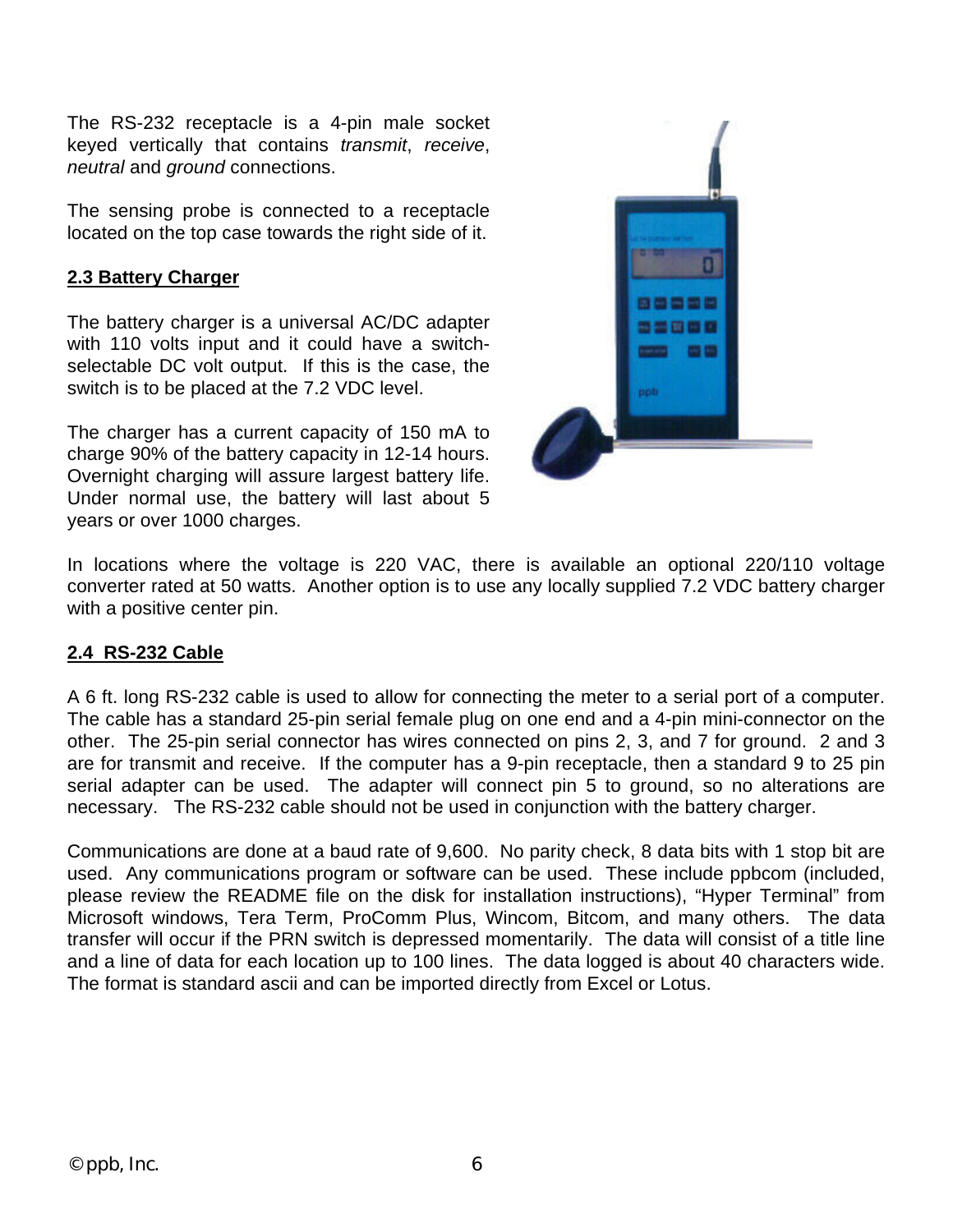The RS-232 receptacle is a 4-pin male socket keyed vertically that contains *transmit*, *receive*, *neutral* and *ground* connections.

The sensing probe is connected to a receptacle located on the top case towards the right side of it.

## 2.3 Battery Charger

The battery charger is a universal AC/DC adapter with 110 volts input and it could have a switch-selectable DC volt output. If this is the case, the switch is to be placed at the 7.2 VDC level.

The charger has a current capacity of 150 mA to charge 90% of the battery capacity in 12-14 hours. Overnight charging will assure largest battery life. Under normal use, the battery will last about 5 years or over 1000 charges.

In locations where the voltage is 220 VAC, there is available an optional 220/110 voltage converter rated at 50 watts. Another option is to use any locally supplied 7.2 VDC battery charger with a positive center pin.

## 2.4 RS-232 Cable

A 6 ft. long RS-232 cable is used to allow for connecting the meter to a serial port of a computer. The cable has a standard 25-pin serial female plug on one end and a 4-pin mini-connector on the other. The 25-pin serial connector has wires connected on pins 2, 3, and 7 for ground. 2 and 3 are for transmit and receive. If the computer has a 9-pin receptacle, then a standard 9 to 25 pin serial adapter can be used. The adapter will connect pin 5 to ground, so no alterations are necessary. The RS-232 cable should not be used in conjunction with the battery charger.

Communications are done at a baud rate of 9,600. No parity check, 8 data bits with 1 stop bit are used. Any communications program or software can be used. These include ppbcom (included, please review the README file on the disk for installation instructions), “Hyper Terminal” from Microsoft windows, Tera Term, ProComm Plus, Wincom, Bitcom, and many others. The data transfer will occur if the PRN switch is depressed momentarily. The data will consist of a title line and a line of data for each location up to 100 lines. The data logged is about 40 characters wide. The format is standard ascii and can be imported directly from Excel or Lotus.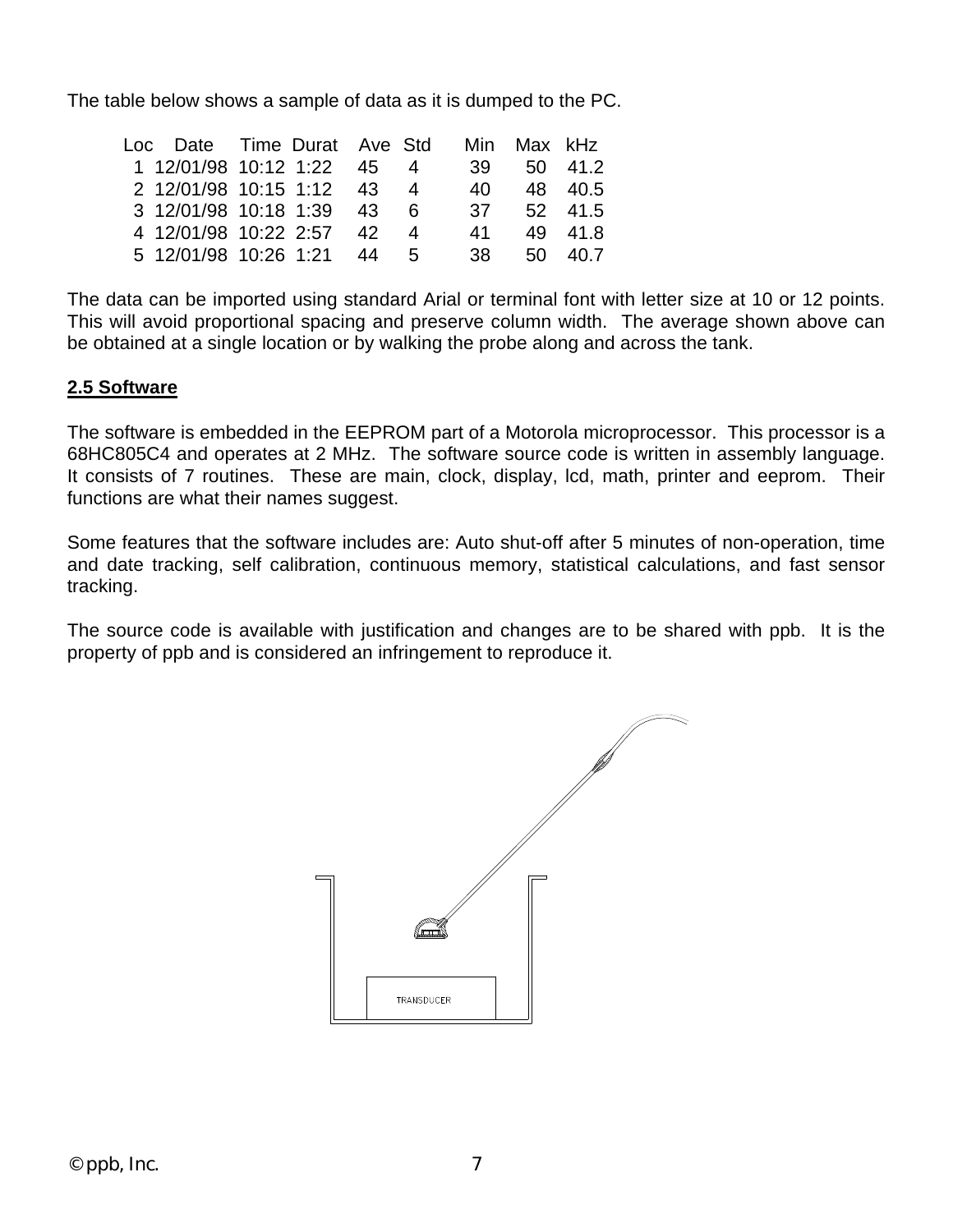The table below shows a sample of data as it is dumped to the PC.

| Loc | Date | Time | Durat | Ave | Std | Min | Max | kHz |
|---|---|---|---|---|---|---|---|---|
| 1 | 12/01/98 | 10:12 | 1:22 | 45 | 4 | 39 | 50 | 41.2 |
| 2 | 12/01/98 | 10:15 | 1:12 | 43 | 4 | 40 | 48 | 40.5 |
| 3 | 12/01/98 | 10:18 | 1:39 | 43 | 6 | 37 | 52 | 41.5 |
| 4 | 12/01/98 | 10:22 | 2:57 | 42 | 4 | 41 | 49 | 41.8 |
| 5 | 12/01/98 | 10:26 | 1:21 | 44 | 5 | 38 | 50 | 40.7 |

The data can be imported using standard Arial or terminal font with letter size at 10 or 12 points. This will avoid proportional spacing and preserve column width. The average shown above can be obtained at a single location or by walking the probe along and across the tank.

## 2.5 Software

The software is embedded in the EEPROM part of a Motorola microprocessor. This processor is a 68HC805C4 and operates at 2 MHz. The software source code is written in assembly language. It consists of 7 routines. These are main, clock, display, lcd, math, printer and eeprom. Their functions are what their names suggest.

Some features that the software includes are: Auto shut-off after 5 minutes of non-operation, time and date tracking, self calibration, continuous memory, statistical calculations, and fast sensor tracking.

The source code is available with justification and changes are to be shared with ppb. It is the property of ppb and is considered an infringement to reproduce it.

TRANSDUCER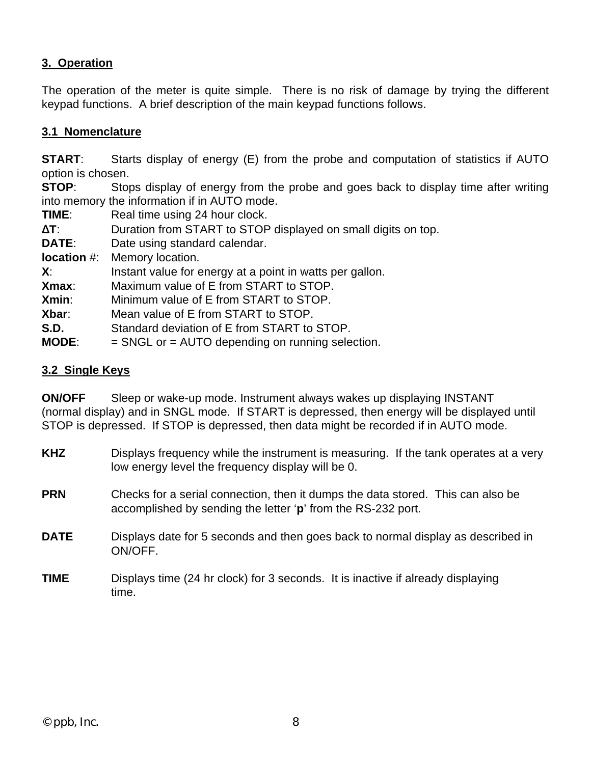## 3. Operation

The operation of the meter is quite simple. There is no risk of damage by trying the different keypad functions. A brief description of the main keypad functions follows.

### 3.1 Nomenclature

**START**: Starts display of energy (E) from the probe and computation of statistics if AUTO option is chosen.
**STOP**: Stops display of energy from the probe and goes back to display time after writing into memory the information if in AUTO mode.
**TIME**: Real time using 24 hour clock.
**ΔT**: Duration from START to STOP displayed on small digits on top.
**DATE**: Date using standard calendar.
**location** #: Memory location.
**X**: Instant value for energy at a point in watts per gallon.
**Xmax**: Maximum value of E from START to STOP.
**Xmin**: Minimum value of E from START to STOP.
**Xbar**: Mean value of E from START to STOP.
**S.D.** Standard deviation of E from START to STOP.
**MODE**: = SNGL or = AUTO depending on running selection.

### 3.2 Single Keys

**ON/OFF** Sleep or wake-up mode. Instrument always wakes up displaying INSTANT (normal display) and in SNGL mode. If START is depressed, then energy will be displayed until STOP is depressed. If STOP is depressed, then data might be recorded if in AUTO mode.

**KHZ** Displays frequency while the instrument is measuring. If the tank operates at a very low energy level the frequency display will be 0.

**PRN** Checks for a serial connection, then it dumps the data stored. This can also be accomplished by sending the letter ‘**p**’ from the RS-232 port.

**DATE** Displays date for 5 seconds and then goes back to normal display as described in ON/OFF.

**TIME** Displays time (24 hr clock) for 3 seconds. It is inactive if already displaying time.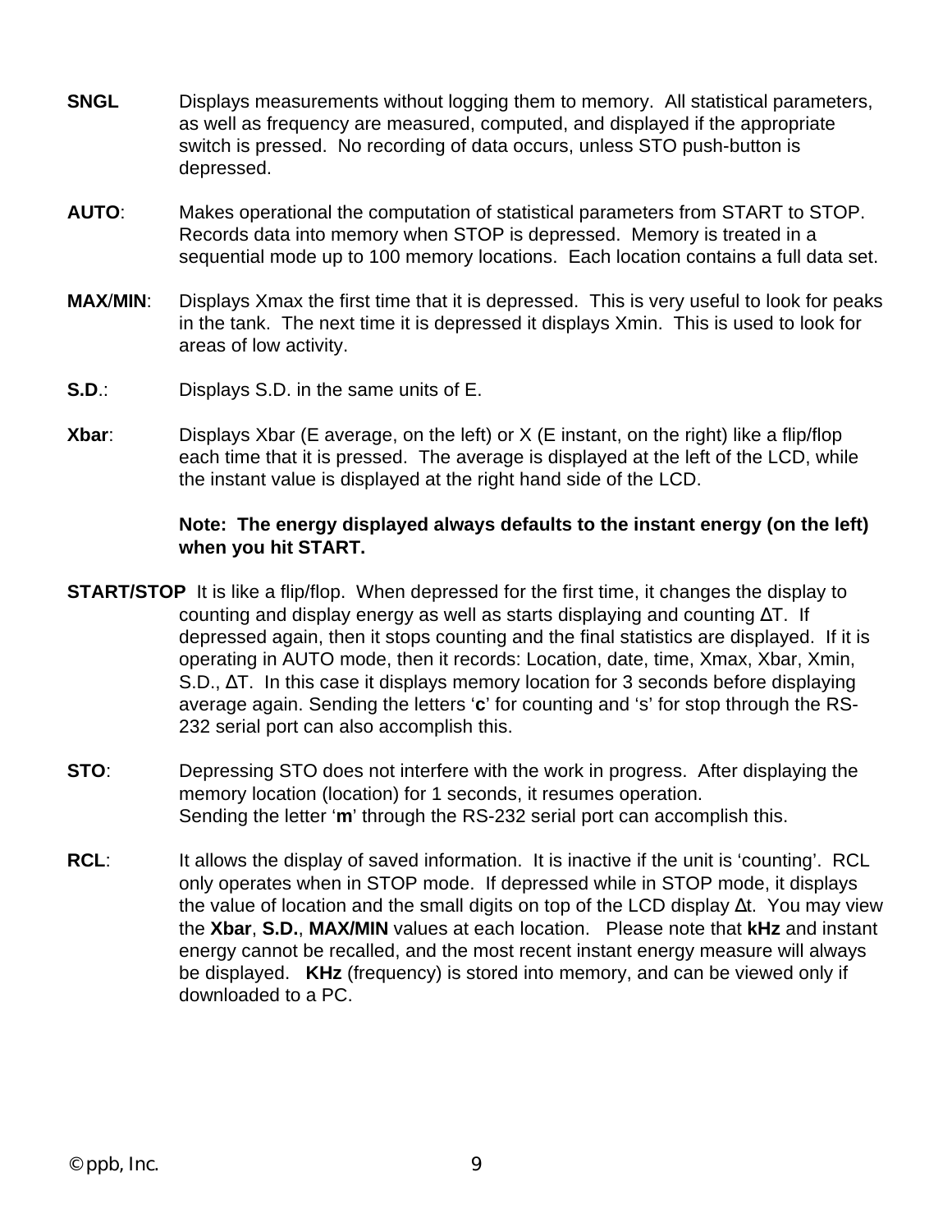**SNGL** Displays measurements without logging them to memory. All statistical parameters, as well as frequency are measured, computed, and displayed if the appropriate switch is pressed. No recording of data occurs, unless STO push-button is depressed.

**AUTO**: Makes operational the computation of statistical parameters from START to STOP. Records data into memory when STOP is depressed. Memory is treated in a sequential mode up to 100 memory locations. Each location contains a full data set.

**MAX/MIN**: Displays Xmax the first time that it is depressed. This is very useful to look for peaks in the tank. The next time it is depressed it displays Xmin. This is used to look for areas of low activity.

**S.D.**: Displays S.D. in the same units of E.

**Xbar**: Displays Xbar (E average, on the left) or X (E instant, on the right) like a flip/flop each time that it is pressed. The average is displayed at the left of the LCD, while the instant value is displayed at the right hand side of the LCD.

**Note: The energy displayed always defaults to the instant energy (on the left) when you hit START.**

**START/STOP** It is like a flip/flop. When depressed for the first time, it changes the display to counting and display energy as well as starts displaying and counting ΔT. If depressed again, then it stops counting and the final statistics are displayed. If it is operating in AUTO mode, then it records: Location, date, time, Xmax, Xbar, Xmin, S.D., ΔT. In this case it displays memory location for 3 seconds before displaying average again. Sending the letters '**c**' for counting and 's' for stop through the RS-232 serial port can also accomplish this.

**STO**: Depressing STO does not interfere with the work in progress. After displaying the memory location (location) for 1 seconds, it resumes operation.
Sending the letter '**m**' through the RS-232 serial port can accomplish this.

**RCL**: It allows the display of saved information. It is inactive if the unit is 'counting'. RCL only operates when in STOP mode. If depressed while in STOP mode, it displays the value of location and the small digits on top of the LCD display Δt. You may view the **Xbar**, **S.D.**, **MAX/MIN** values at each location. Please note that **kHz** and instant energy cannot be recalled, and the most recent instant energy measure will always be displayed. **KHz** (frequency) is stored into memory, and can be viewed only if downloaded to a PC.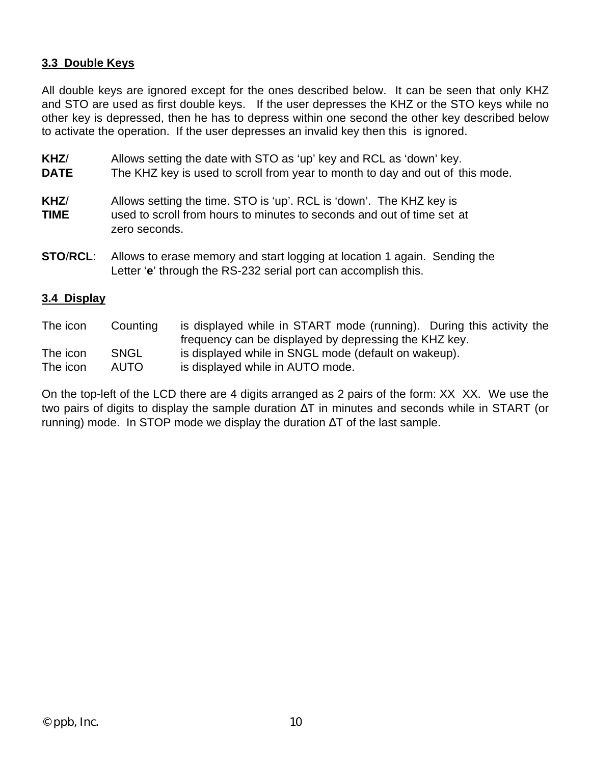### 3.3 Double Keys

All double keys are ignored except for the ones described below. It can be seen that only KHZ and STO are used as first double keys. If the user depresses the KHZ or the STO keys while no other key is depressed, then he has to depress within one second the other key described below to activate the operation. If the user depresses an invalid key then this is ignored.

**KHZ/DATE** Allows setting the date with STO as 'up' key and RCL as 'down' key. The KHZ key is used to scroll from year to month to day and out of this mode.

**KHZ/TIME** Allows setting the time. STO is 'up'. RCL is 'down'. The KHZ key is used to scroll from hours to minutes to seconds and out of time set at zero seconds.

**STO/RCL**: Allows to erase memory and start logging at location 1 again. Sending the Letter '**e**' through the RS-232 serial port can accomplish this.

### 3.4 Display

The icon Counting is displayed while in START mode (running). During this activity the frequency can be displayed by depressing the KHZ key.
The icon SNGL is displayed while in SNGL mode (default on wakeup).
The icon AUTO is displayed while in AUTO mode.

On the top-left of the LCD there are 4 digits arranged as 2 pairs of the form: XX XX. We use the two pairs of digits to display the sample duration ΔT in minutes and seconds while in START (or running) mode. In STOP mode we display the duration ΔT of the last sample.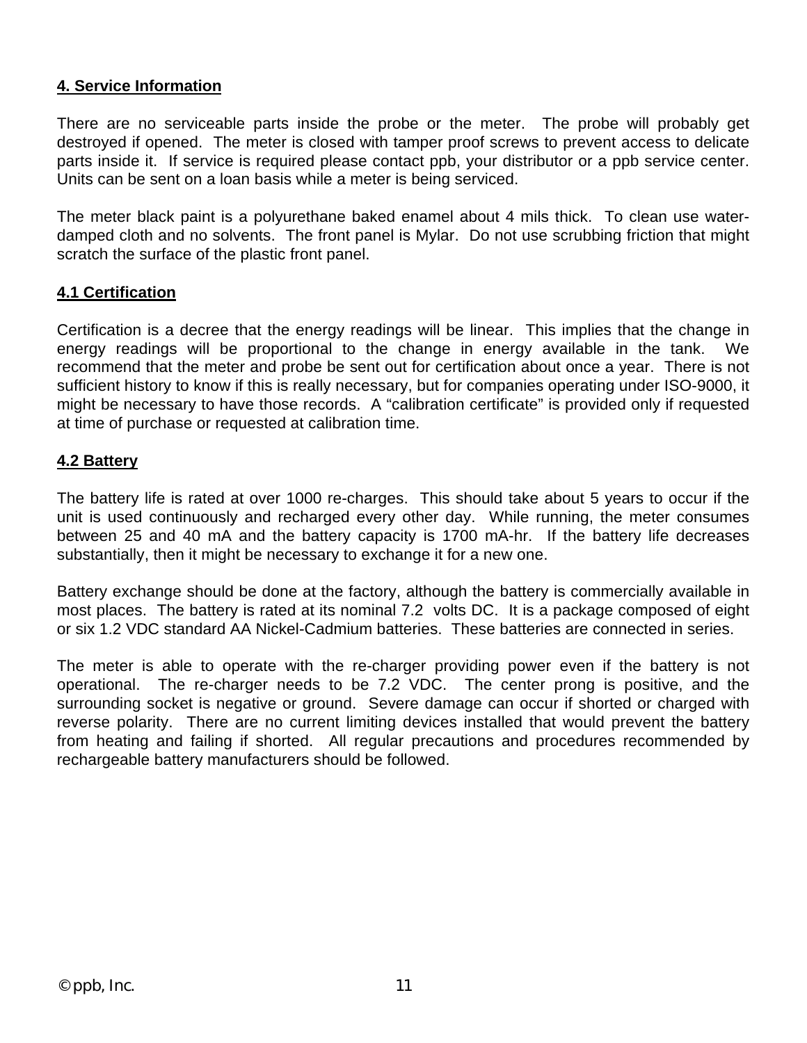## 4. Service Information

There are no serviceable parts inside the probe or the meter. The probe will probably get destroyed if opened. The meter is closed with tamper proof screws to prevent access to delicate parts inside it. If service is required please contact ppb, your distributor or a ppb service center. Units can be sent on a loan basis while a meter is being serviced.

The meter black paint is a polyurethane baked enamel about 4 mils thick. To clean use water-damped cloth and no solvents. The front panel is Mylar. Do not use scrubbing friction that might scratch the surface of the plastic front panel.

### 4.1 Certification

Certification is a decree that the energy readings will be linear. This implies that the change in energy readings will be proportional to the change in energy available in the tank. We recommend that the meter and probe be sent out for certification about once a year. There is not sufficient history to know if this is really necessary, but for companies operating under ISO-9000, it might be necessary to have those records. A "calibration certificate" is provided only if requested at time of purchase or requested at calibration time.

### 4.2 Battery

The battery life is rated at over 1000 re-charges. This should take about 5 years to occur if the unit is used continuously and recharged every other day. While running, the meter consumes between 25 and 40 mA and the battery capacity is 1700 mA-hr. If the battery life decreases substantially, then it might be necessary to exchange it for a new one.

Battery exchange should be done at the factory, although the battery is commercially available in most places. The battery is rated at its nominal 7.2 volts DC. It is a package composed of eight or six 1.2 VDC standard AA Nickel-Cadmium batteries. These batteries are connected in series.

The meter is able to operate with the re-charger providing power even if the battery is not operational. The re-charger needs to be 7.2 VDC. The center prong is positive, and the surrounding socket is negative or ground. Severe damage can occur if shorted or charged with reverse polarity. There are no current limiting devices installed that would prevent the battery from heating and failing if shorted. All regular precautions and procedures recommended by rechargeable battery manufacturers should be followed.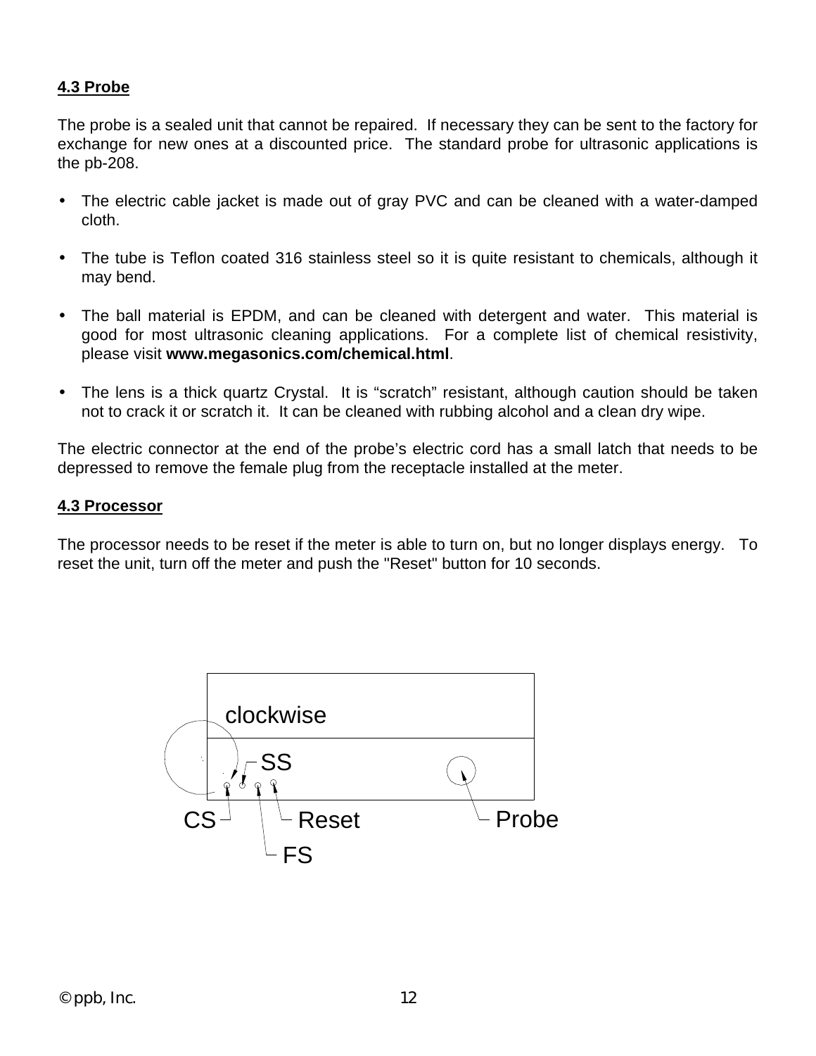## 4.3 Probe

The probe is a sealed unit that cannot be repaired. If necessary they can be sent to the factory for exchange for new ones at a discounted price. The standard probe for ultrasonic applications is the pb-208.

- The electric cable jacket is made out of gray PVC and can be cleaned with a water-damped cloth.
- The tube is Teflon coated 316 stainless steel so it is quite resistant to chemicals, although it may bend.
- The ball material is EPDM, and can be cleaned with detergent and water. This material is good for most ultrasonic cleaning applications. For a complete list of chemical resistivity, please visit **www.megasonics.com/chemical.html**.
- The lens is a thick quartz Crystal. It is "scratch" resistant, although caution should be taken not to crack it or scratch it. It can be cleaned with rubbing alcohol and a clean dry wipe.

The electric connector at the end of the probe's electric cord has a small latch that needs to be depressed to remove the female plug from the receptacle installed at the meter.

## 4.3 Processor

The processor needs to be reset if the meter is able to turn on, but no longer displays energy. To reset the unit, turn off the meter and push the "Reset" button for 10 seconds.

clockwise

SS

CS Reset Probe

FS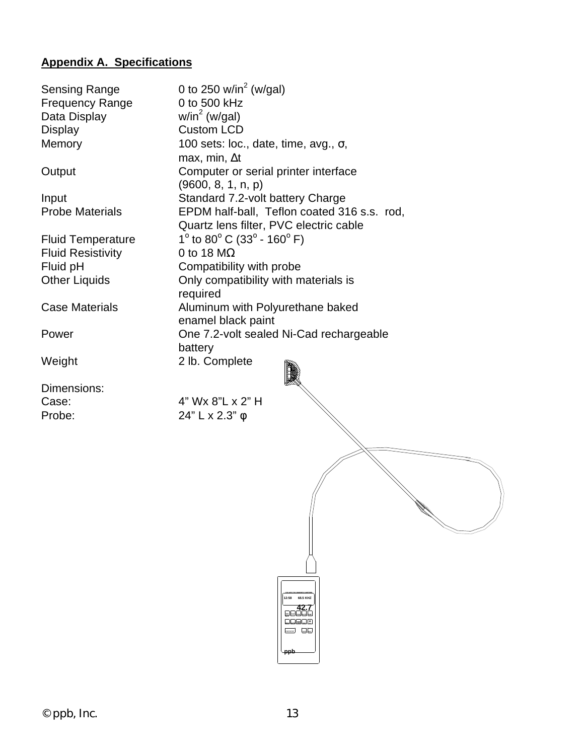## Appendix A. Specifications

| | |
|---|---|
| Sensing Range | 0 to 250 w/in$^2$ (w/gal) |
| Frequency Range | 0 to 500 kHz |
| Data Display | w/in$^2$ (w/gal) |
| Display | Custom LCD |
| Memory | 100 sets: loc., date, time, avg., σ, max, min, Δt |
| Output | Computer or serial printer interface (9600, 8, 1, n, p) |
| Input | Standard 7.2-volt battery Charge |
| Probe Materials | EPDM half-ball, Teflon coated 316 s.s. rod, Quartz lens filter, PVC electric cable |
| Fluid Temperature | 1$^o$ to 80$^o$ C (33$^o$ - 160$^o$ F) |
| Fluid Resistivity | 0 to 18 MΩ |
| Fluid pH | Compatibility with probe |
| Other Liquids | Only compatibility with materials is required |
| Case Materials | Aluminum with Polyurethane baked enamel black paint |
| Power | One 7.2-volt sealed Ni-Cad rechargeable battery |
| Weight | 2 lb. Complete |

Dimensions:

| | |
|---|---|
| Case: | 4" Wx 8"L x 2" H |
| Probe: | 24" L x 2.3" φ |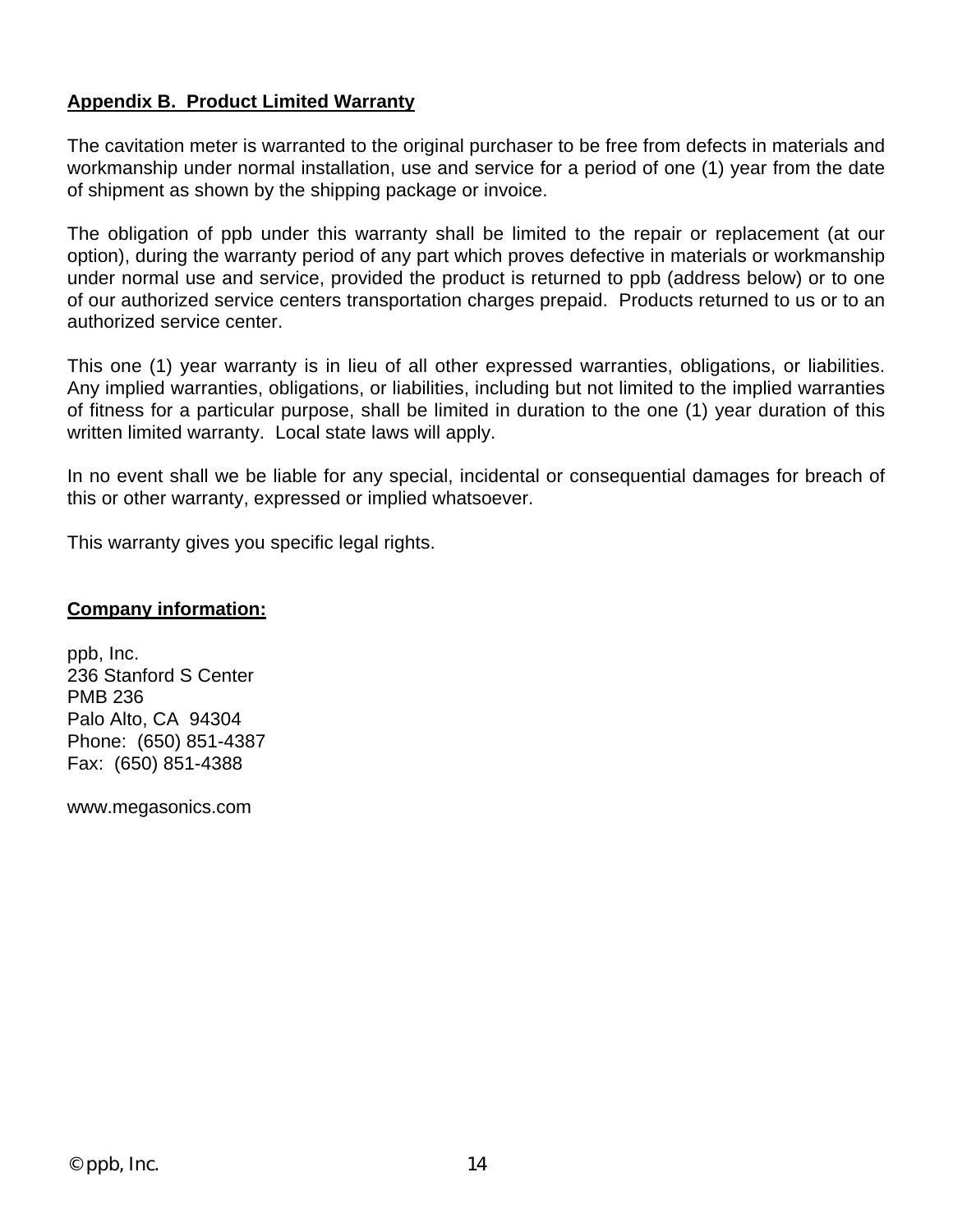## Appendix B. Product Limited Warranty

The cavitation meter is warranted to the original purchaser to be free from defects in materials and workmanship under normal installation, use and service for a period of one (1) year from the date of shipment as shown by the shipping package or invoice.

The obligation of ppb under this warranty shall be limited to the repair or replacement (at our option), during the warranty period of any part which proves defective in materials or workmanship under normal use and service, provided the product is returned to ppb (address below) or to one of our authorized service centers transportation charges prepaid. Products returned to us or to an authorized service center.

This one (1) year warranty is in lieu of all other expressed warranties, obligations, or liabilities. Any implied warranties, obligations, or liabilities, including but not limited to the implied warranties of fitness for a particular purpose, shall be limited in duration to the one (1) year duration of this written limited warranty. Local state laws will apply.

In no event shall we be liable for any special, incidental or consequential damages for breach of this or other warranty, expressed or implied whatsoever.

This warranty gives you specific legal rights.

## Company information:

ppb, Inc.
236 Stanford S Center
PMB 236
Palo Alto, CA 94304
Phone: (650) 851-4387
Fax: (650) 851-4388

www.megasonics.com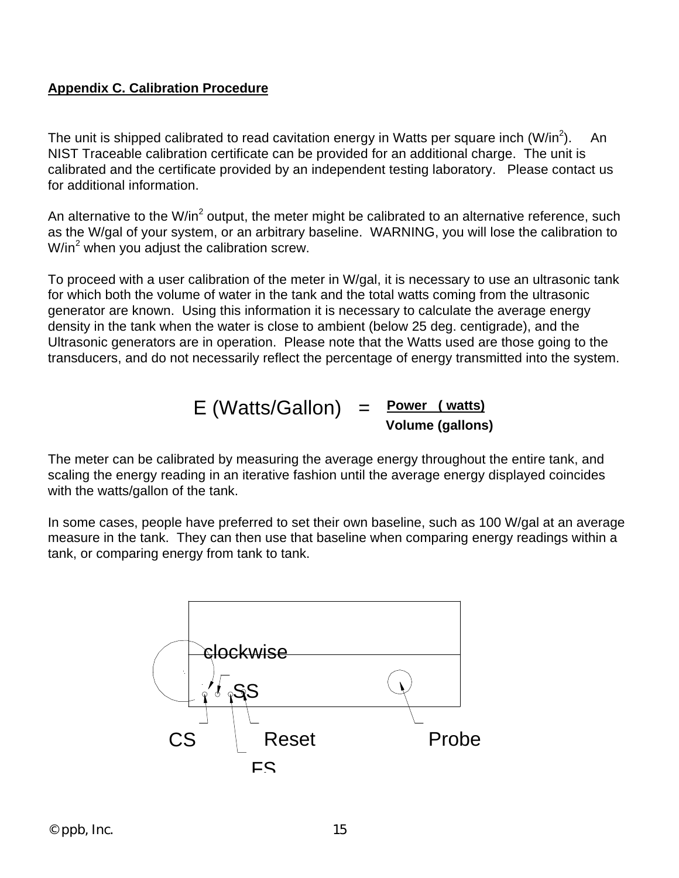## Appendix C. Calibration Procedure

The unit is shipped calibrated to read cavitation energy in Watts per square inch (W/in$^2$). An NIST Traceable calibration certificate can be provided for an additional charge. The unit is calibrated and the certificate provided by an independent testing laboratory. Please contact us for additional information.

An alternative to the W/in$^2$ output, the meter might be calibrated to an alternative reference, such as the W/gal of your system, or an arbitrary baseline. WARNING, you will lose the calibration to W/in$^2$ when you adjust the calibration screw.

To proceed with a user calibration of the meter in W/gal, it is necessary to use an ultrasonic tank for which both the volume of water in the tank and the total watts coming from the ultrasonic generator are known. Using this information it is necessary to calculate the average energy density in the tank when the water is close to ambient (below 25 deg. centigrade), and the Ultrasonic generators are in operation. Please note that the Watts used are those going to the transducers, and do not necessarily reflect the percentage of energy transmitted into the system.

$$E \text{ (Watts/Gallon)} = \frac{\textbf{Power (watts)}}{\textbf{Volume (gallons)}}$$

The meter can be calibrated by measuring the average energy throughout the entire tank, and scaling the energy reading in an iterative fashion until the average energy displayed coincides with the watts/gallon of the tank.

In some cases, people have preferred to set their own baseline, such as 100 W/gal at an average measure in the tank. They can then use that baseline when comparing energy readings within a tank, or comparing energy from tank to tank.

clockwise

SS

CS Reset Probe

FS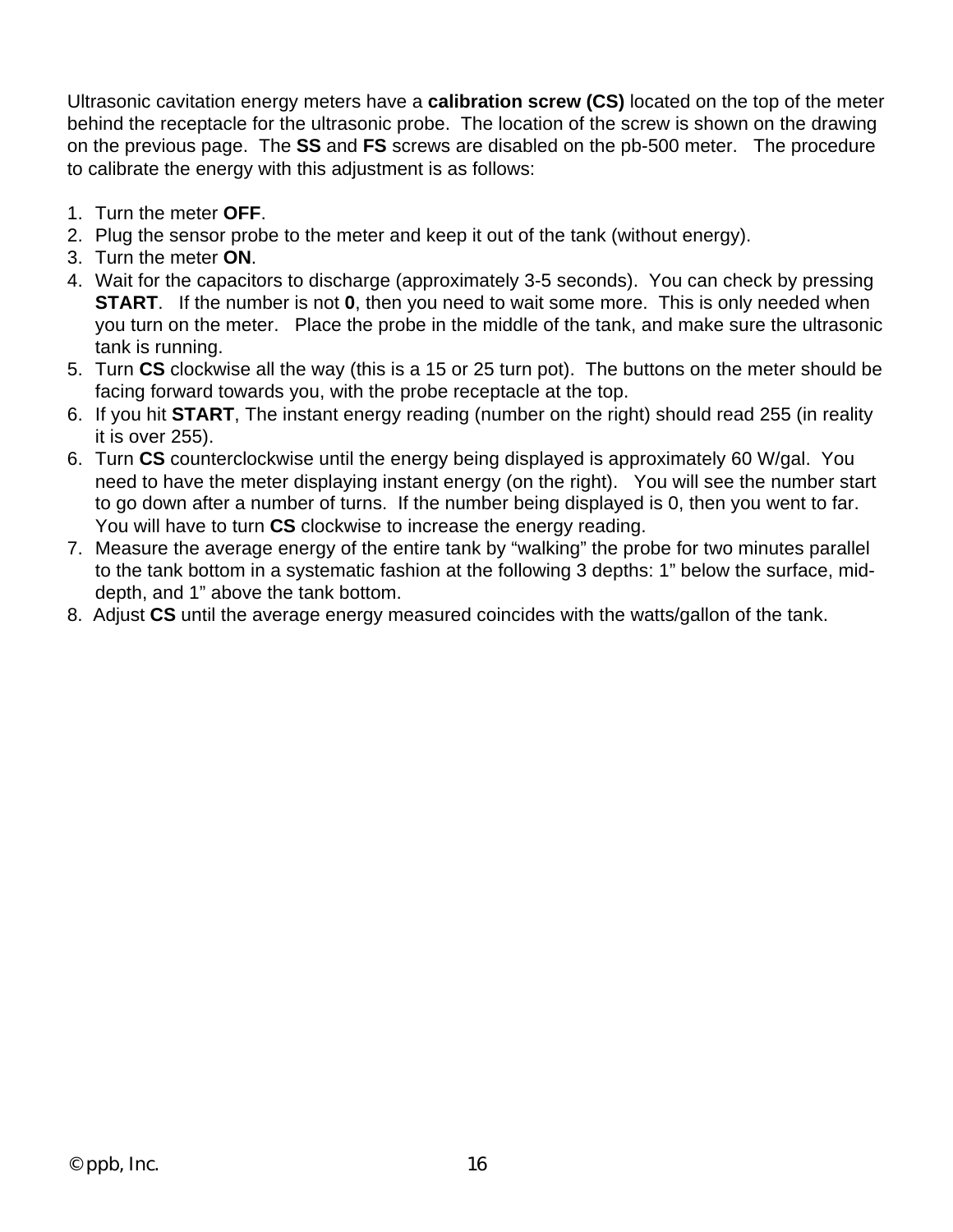Ultrasonic cavitation energy meters have a **calibration screw (CS)** located on the top of the meter behind the receptacle for the ultrasonic probe. The location of the screw is shown on the drawing on the previous page. The **SS** and **FS** screws are disabled on the pb-500 meter. The procedure to calibrate the energy with this adjustment is as follows:

1. Turn the meter **OFF**.
2. Plug the sensor probe to the meter and keep it out of the tank (without energy).
3. Turn the meter **ON**.
4. Wait for the capacitors to discharge (approximately 3-5 seconds). You can check by pressing **START**. If the number is not **0**, then you need to wait some more. This is only needed when you turn on the meter. Place the probe in the middle of the tank, and make sure the ultrasonic tank is running.
5. Turn **CS** clockwise all the way (this is a 15 or 25 turn pot). The buttons on the meter should be facing forward towards you, with the probe receptacle at the top.
6. If you hit **START**, The instant energy reading (number on the right) should read 255 (in reality it is over 255).
6. Turn **CS** counterclockwise until the energy being displayed is approximately 60 W/gal. You need to have the meter displaying instant energy (on the right). You will see the number start to go down after a number of turns. If the number being displayed is 0, then you went to far. You will have to turn **CS** clockwise to increase the energy reading.
7. Measure the average energy of the entire tank by "walking" the probe for two minutes parallel to the tank bottom in a systematic fashion at the following 3 depths: 1" below the surface, mid-depth, and 1" above the tank bottom.
8. Adjust **CS** until the average energy measured coincides with the watts/gallon of the tank.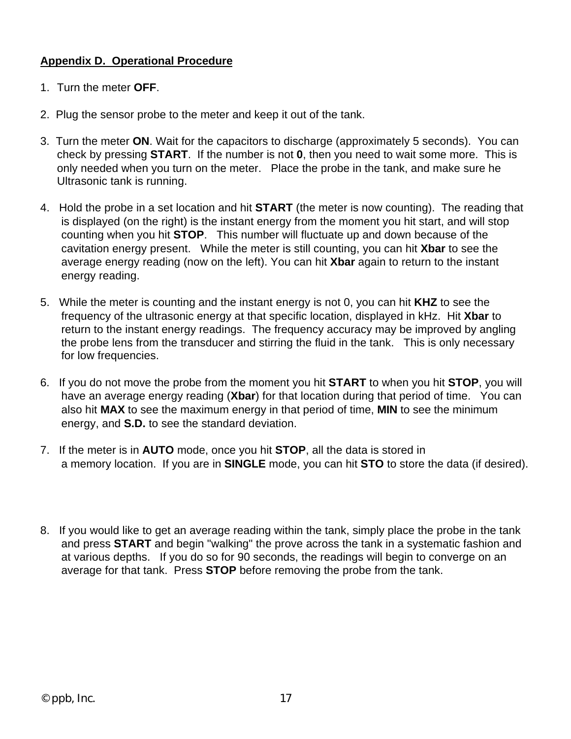**Appendix D. Operational Procedure**

1. Turn the meter **OFF**.

2. Plug the sensor probe to the meter and keep it out of the tank.

3. Turn the meter **ON**. Wait for the capacitors to discharge (approximately 5 seconds). You can check by pressing **START**. If the number is not **0**, then you need to wait some more. This is only needed when you turn on the meter. Place the probe in the tank, and make sure he Ultrasonic tank is running.

4. Hold the probe in a set location and hit **START** (the meter is now counting). The reading that is displayed (on the right) is the instant energy from the moment you hit start, and will stop counting when you hit **STOP**. This number will fluctuate up and down because of the cavitation energy present. While the meter is still counting, you can hit **Xbar** to see the average energy reading (now on the left). You can hit **Xbar** again to return to the instant energy reading.

5. While the meter is counting and the instant energy is not 0, you can hit **KHZ** to see the frequency of the ultrasonic energy at that specific location, displayed in kHz. Hit **Xbar** to return to the instant energy readings. The frequency accuracy may be improved by angling the probe lens from the transducer and stirring the fluid in the tank. This is only necessary for low frequencies.

6. If you do not move the probe from the moment you hit **START** to when you hit **STOP**, you will have an average energy reading (**Xbar**) for that location during that period of time. You can also hit **MAX** to see the maximum energy in that period of time, **MIN** to see the minimum energy, and **S.D.** to see the standard deviation.

7. If the meter is in **AUTO** mode, once you hit **STOP**, all the data is stored in a memory location. If you are in **SINGLE** mode, you can hit **STO** to store the data (if desired).

8. If you would like to get an average reading within the tank, simply place the probe in the tank and press **START** and begin "walking" the prove across the tank in a systematic fashion and at various depths. If you do so for 90 seconds, the readings will begin to converge on an average for that tank. Press **STOP** before removing the probe from the tank.

©ppb, Inc.